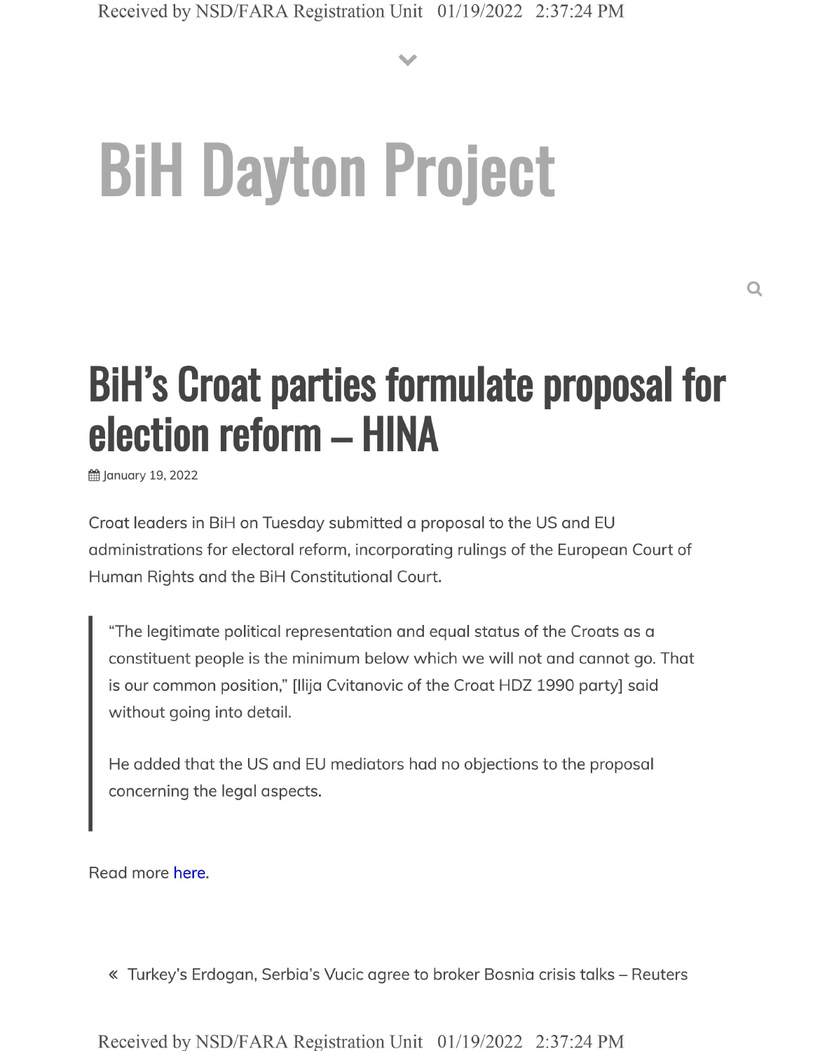# BiH Dayton Project

## BiH's Croat parties formulate proposal for election reform – HINA

January 19, 2022

Croat leaders in BiH on Tuesday submitted a proposal to the US and EU administrations for electoral reform, incorporating rulings of the European Court of Human Rights and the BiH Constitutional Court.

> "The legitimate political representation and equal status of the Croats as a constituent people is the minimum below which we will not and cannot go. That is our common position," [Ilija Cvitanovic of the Croat HDZ 1990 party] said without going into detail.
>
> He added that the US and EU mediators had no objections to the proposal concerning the legal aspects.

Read more here.

« Turkey's Erdogan, Serbia's Vucic agree to broker Bosnia crisis talks – Reuters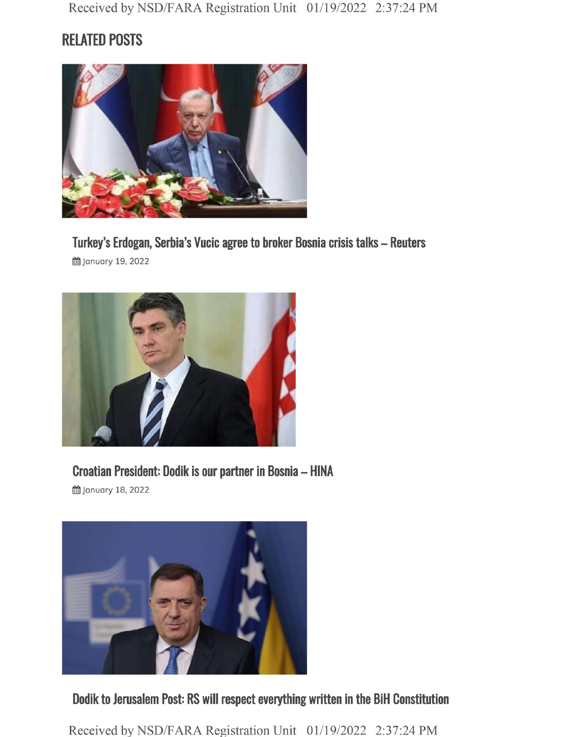## RELATED POSTS

### Turkey's Erdogan, Serbia's Vucic agree to broker Bosnia crisis talks – Reuters

January 19, 2022

### Croatian President: Dodik is our partner in Bosnia – HINA

January 18, 2022

### Dodik to Jerusalem Post: RS will respect everything written in the BiH Constitution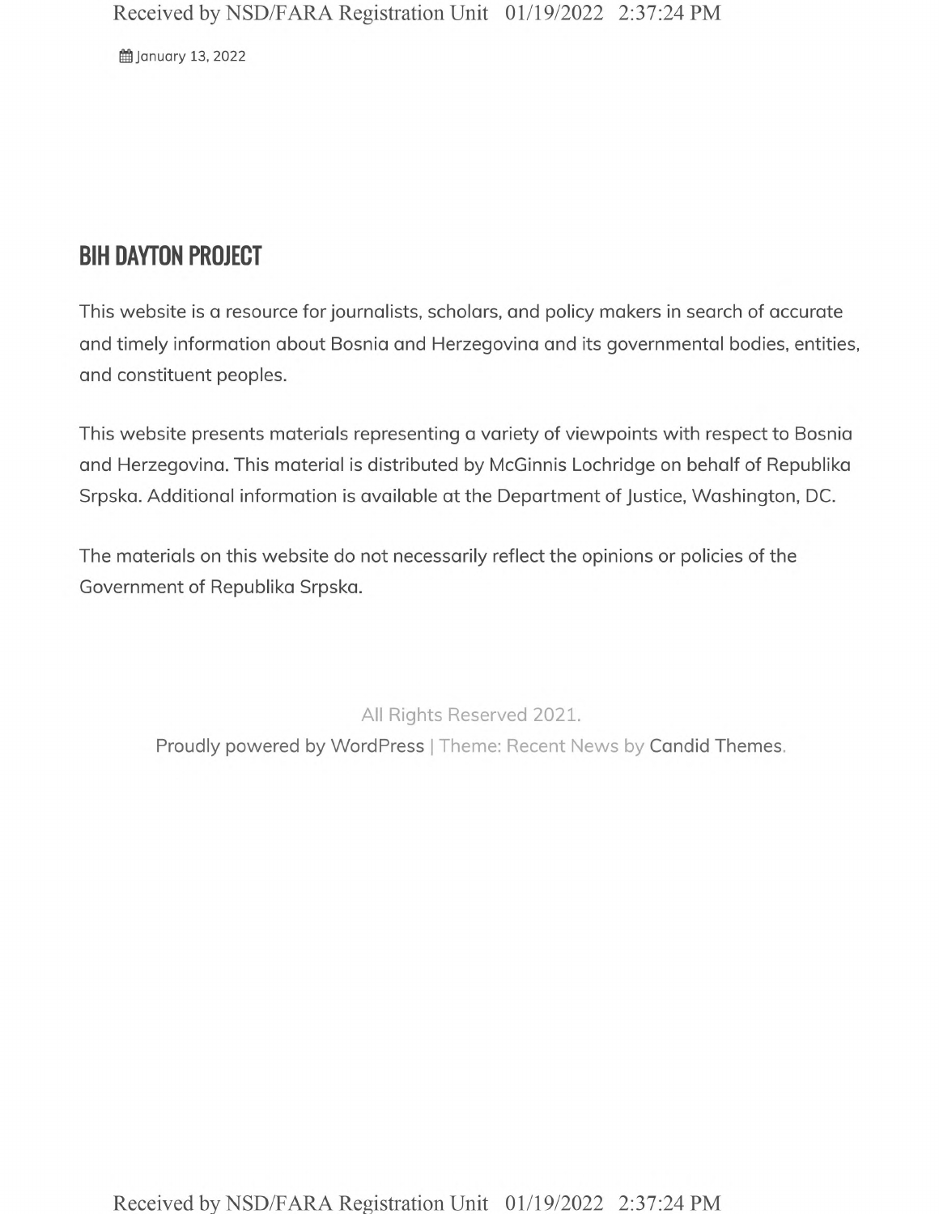January 13, 2022

## BIH DAYTON PROJECT

This website is a resource for journalists, scholars, and policy makers in search of accurate and timely information about Bosnia and Herzegovina and its governmental bodies, entities, and constituent peoples.

This website presents materials representing a variety of viewpoints with respect to Bosnia and Herzegovina. This material is distributed by McGinnis Lochridge on behalf of Republika Srpska. Additional information is available at the Department of Justice, Washington, DC.

The materials on this website do not necessarily reflect the opinions or policies of the Government of Republika Srpska.

All Rights Reserved 2021.

Proudly powered by WordPress | Theme: Recent News by Candid Themes.